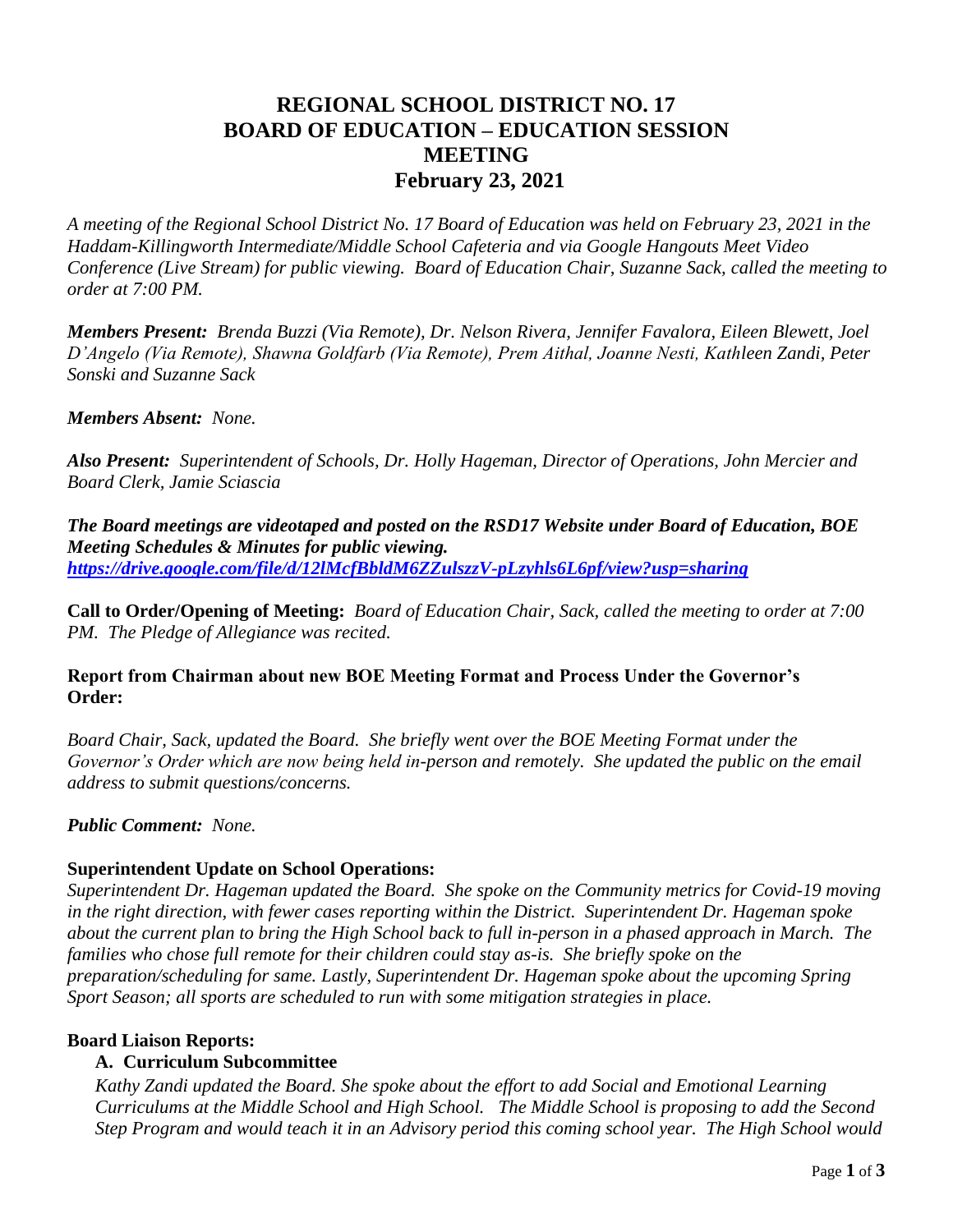# REGIONAL SCHOOL DISTRICT NO. 17
# BOARD OF EDUCATION – EDUCATION SESSION MEETING
# February 23, 2021

*A meeting of the Regional School District No. 17 Board of Education was held on February 23, 2021 in the Haddam-Killingworth Intermediate/Middle School Cafeteria and via Google Hangouts Meet Video Conference (Live Stream) for public viewing. Board of Education Chair, Suzanne Sack, called the meeting to order at 7:00 PM.*

***Members Present:*** *Brenda Buzzi (Via Remote), Dr. Nelson Rivera, Jennifer Favalora, Eileen Blewett, Joel D'Angelo (Via Remote), Shawna Goldfarb (Via Remote), Prem Aithal, Joanne Nesti, Kathleen Zandi, Peter Sonski and Suzanne Sack*

***Members Absent:*** *None.*

***Also Present:*** *Superintendent of Schools, Dr. Holly Hageman, Director of Operations, John Mercier and Board Clerk, Jamie Sciascia*

***The Board meetings are videotaped and posted on the RSD17 Website under Board of Education, BOE Meeting Schedules & Minutes for public viewing.***
***https://drive.google.com/file/d/12lMcfBbldM6ZZulszzV-pLzyhls6L6pf/view?usp=sharing***

**Call to Order/Opening of Meeting:** *Board of Education Chair, Sack, called the meeting to order at 7:00 PM. The Pledge of Allegiance was recited.*

**Report from Chairman about new BOE Meeting Format and Process Under the Governor's Order:**

*Board Chair, Sack, updated the Board. She briefly went over the BOE Meeting Format under the Governor's Order which are now being held in-person and remotely. She updated the public on the email address to submit questions/concerns.*

***Public Comment:*** *None.*

**Superintendent Update on School Operations:**
*Superintendent Dr. Hageman updated the Board. She spoke on the Community metrics for Covid-19 moving in the right direction, with fewer cases reporting within the District. Superintendent Dr. Hageman spoke about the current plan to bring the High School back to full in-person in a phased approach in March. The families who chose full remote for their children could stay as-is. She briefly spoke on the preparation/scheduling for same. Lastly, Superintendent Dr. Hageman spoke about the upcoming Spring Sport Season; all sports are scheduled to run with some mitigation strategies in place.*

**Board Liaison Reports:**

**A. Curriculum Subcommittee**

*Kathy Zandi updated the Board. She spoke about the effort to add Social and Emotional Learning Curriculums at the Middle School and High School. The Middle School is proposing to add the Second Step Program and would teach it in an Advisory period this coming school year. The High School would*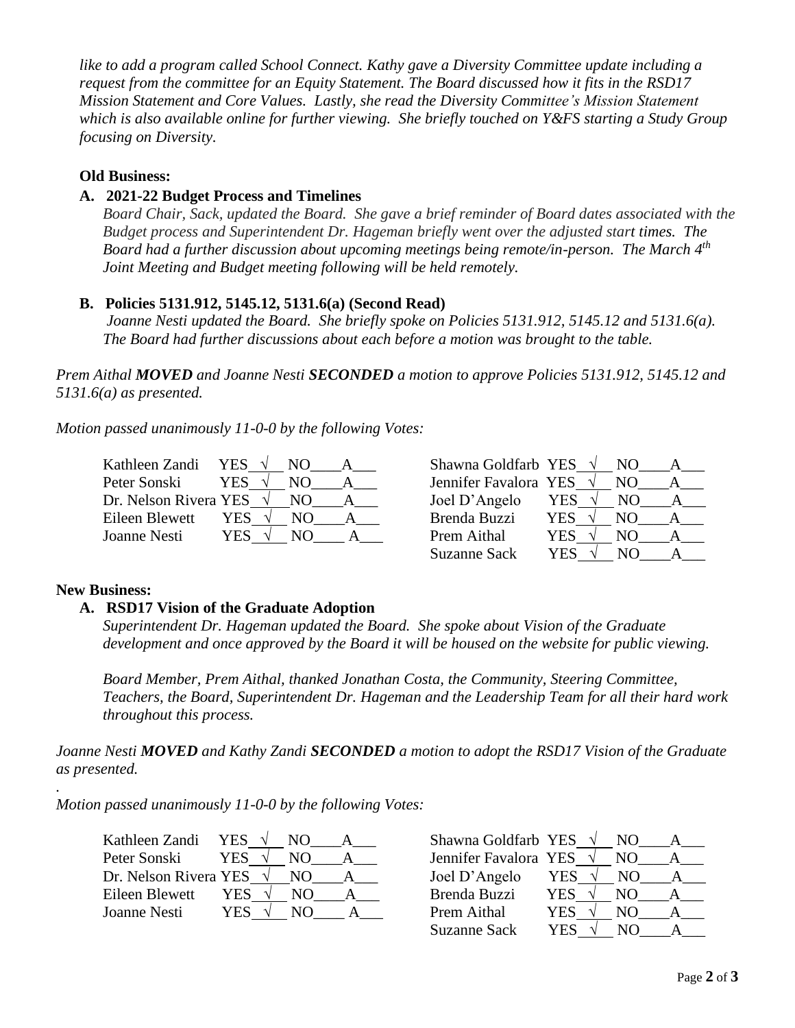*like to add a program called School Connect. Kathy gave a Diversity Committee update including a request from the committee for an Equity Statement. The Board discussed how it fits in the RSD17 Mission Statement and Core Values. Lastly, she read the Diversity Committee's Mission Statement which is also available online for further viewing. She briefly touched on Y&FS starting a Study Group focusing on Diversity.*

**Old Business:**

**A. 2021-22 Budget Process and Timelines**

*Board Chair, Sack, updated the Board. She gave a brief reminder of Board dates associated with the Budget process and Superintendent Dr. Hageman briefly went over the adjusted start times. The Board had a further discussion about upcoming meetings being remote/in-person. The March 4th Joint Meeting and Budget meeting following will be held remotely.*

**B. Policies 5131.912, 5145.12, 5131.6(a) (Second Read)**

*Joanne Nesti updated the Board. She briefly spoke on Policies 5131.912, 5145.12 and 5131.6(a). The Board had further discussions about each before a motion was brought to the table.*

*Prem Aithal **MOVED** and Joanne Nesti **SECONDED** a motion to approve Policies 5131.912, 5145.12 and 5131.6(a) as presented.*

*Motion passed unanimously 11-0-0 by the following Votes:*

| Member | YES | NO | A | Member | YES | NO | A |
|---|---|---|---|---|---|---|---|
| Kathleen Zandi | √ | | | Shawna Goldfarb | √ | | |
| Peter Sonski | √ | | | Jennifer Favalora | √ | | |
| Dr. Nelson Rivera | √ | | | Joel D'Angelo | √ | | |
| Eileen Blewett | √ | | | Brenda Buzzi | √ | | |
| Joanne Nesti | √ | | | Prem Aithal | √ | | |
| | | | | Suzanne Sack | √ | | |

**New Business:**

**A. RSD17 Vision of the Graduate Adoption**

*Superintendent Dr. Hageman updated the Board. She spoke about Vision of the Graduate development and once approved by the Board it will be housed on the website for public viewing.*

*Board Member, Prem Aithal, thanked Jonathan Costa, the Community, Steering Committee, Teachers, the Board, Superintendent Dr. Hageman and the Leadership Team for all their hard work throughout this process.*

*Joanne Nesti **MOVED** and Kathy Zandi **SECONDED** a motion to adopt the RSD17 Vision of the Graduate as presented.*

.

*Motion passed unanimously 11-0-0 by the following Votes:*

| Member | YES | NO | A | Member | YES | NO | A |
|---|---|---|---|---|---|---|---|
| Kathleen Zandi | √ | | | Shawna Goldfarb | √ | | |
| Peter Sonski | √ | | | Jennifer Favalora | √ | | |
| Dr. Nelson Rivera | √ | | | Joel D'Angelo | √ | | |
| Eileen Blewett | √ | | | Brenda Buzzi | √ | | |
| Joanne Nesti | √ | | | Prem Aithal | √ | | |
| | | | | Suzanne Sack | √ | | |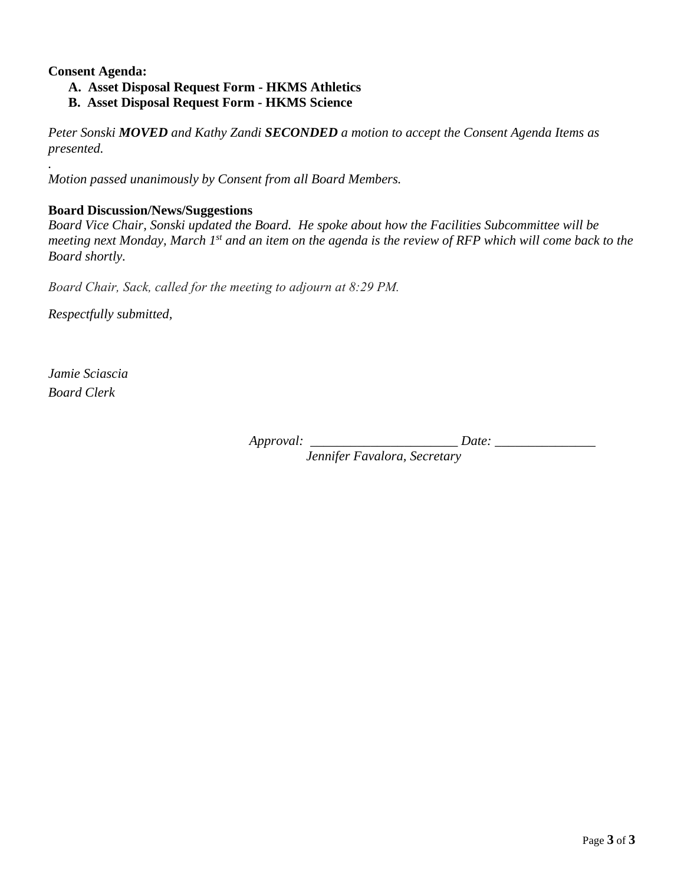**Consent Agenda:**

**A. Asset Disposal Request Form - HKMS Athletics**
**B. Asset Disposal Request Form - HKMS Science**

*Peter Sonski **MOVED** and Kathy Zandi **SECONDED** a motion to accept the Consent Agenda Items as presented.*

.

*Motion passed unanimously by Consent from all Board Members.*

**Board Discussion/News/Suggestions**

*Board Vice Chair, Sonski updated the Board. He spoke about how the Facilities Subcommittee will be meeting next Monday, March 1st and an item on the agenda is the review of RFP which will come back to the Board shortly.*

*Board Chair, Sack, called for the meeting to adjourn at 8:29 PM.*

*Respectfully submitted,*

*Jamie Sciascia*
*Board Clerk*

*Approval:* ______________________ *Date:* _______________
*Jennifer Favalora, Secretary*